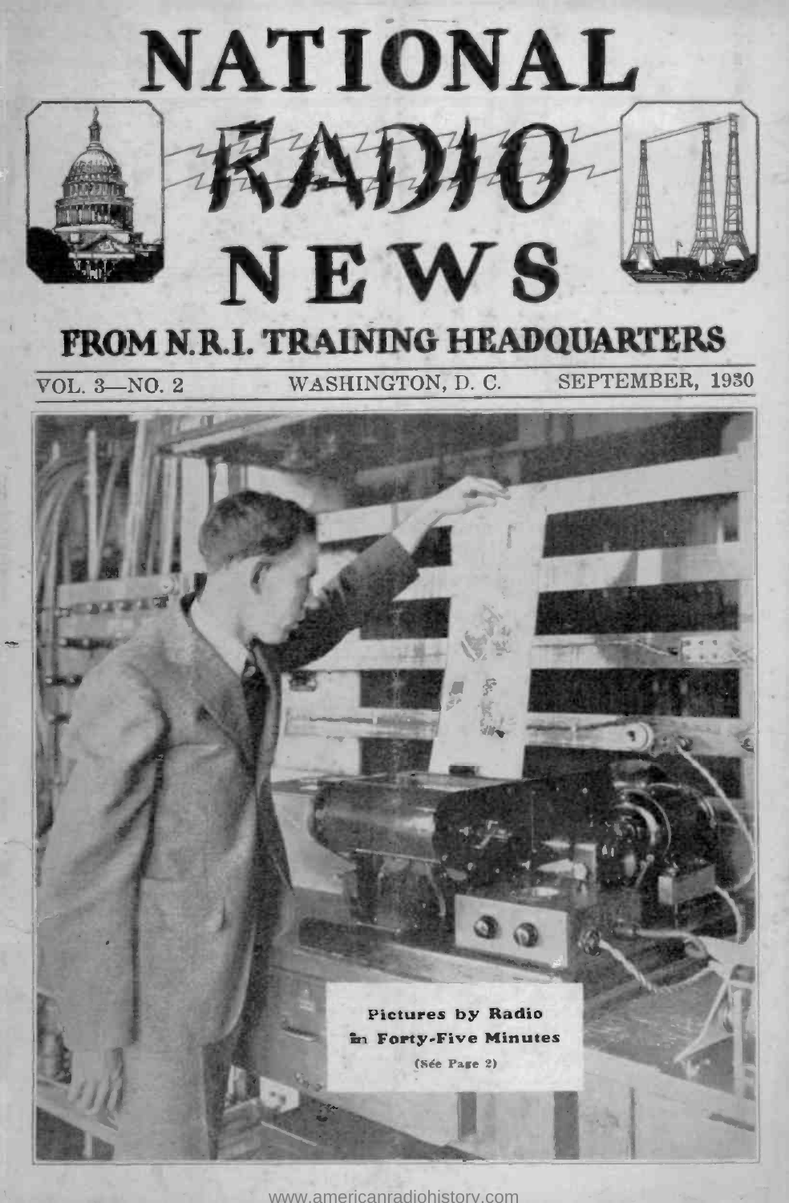# NATIONAL RADIO NEWS

## FROM N.R.I. TRAINING HEADQUARTERS

VOL. 3—NO. 2 WASHINGTON, D. C. SEPTEMBER, 1930

**Pictures by Radio in Forty-Five Minutes**

(See Page 2)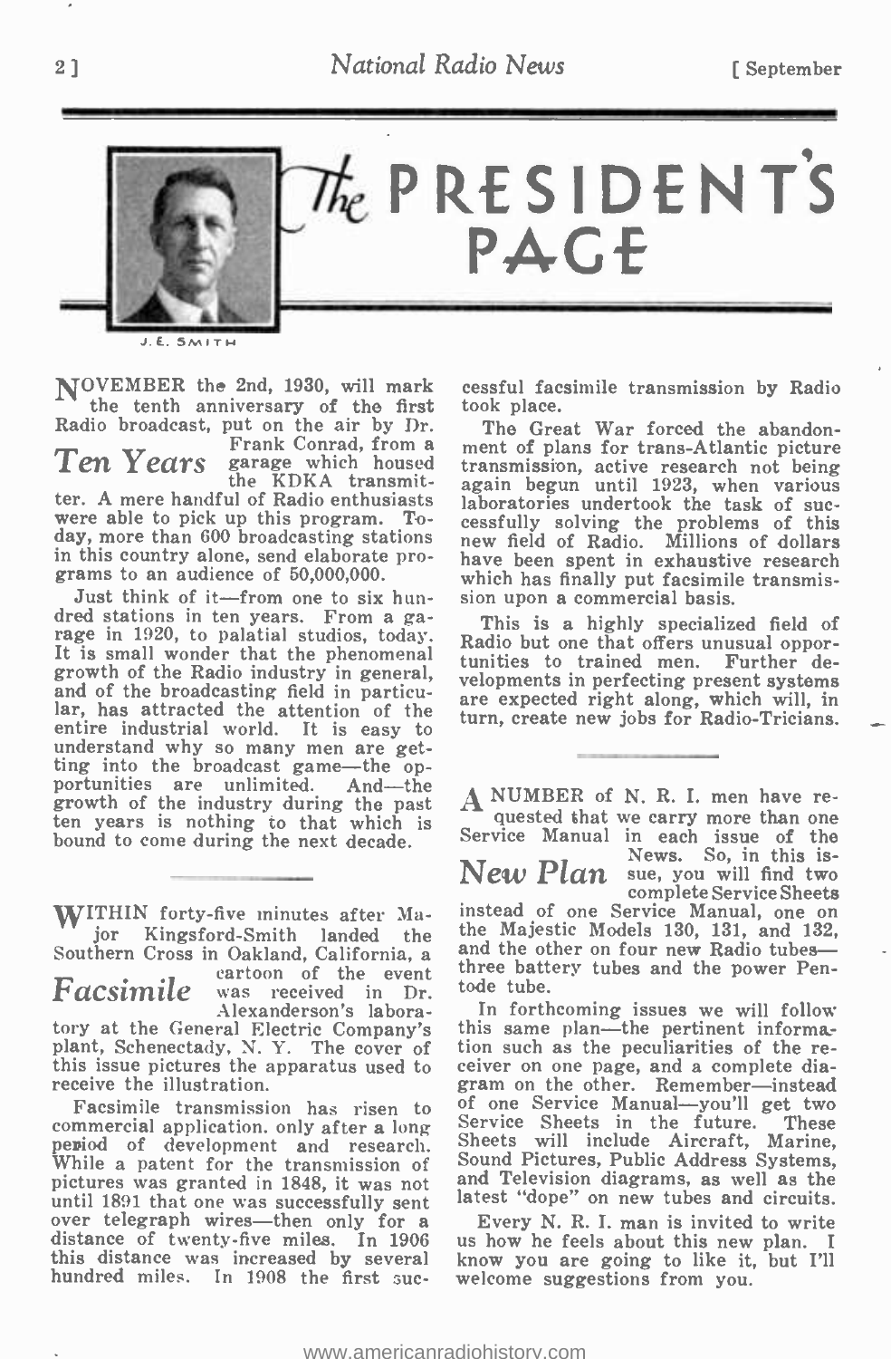# The PRESIDENT'S PAGE

J. E. SMITH

## Ten Years

NOVEMBER the 2nd, 1930, will mark the tenth anniversary of the first Radio broadcast, put on the air by Dr. Frank Conrad, from a garage which housed the KDKA transmitter. A mere handful of Radio enthusiasts were able to pick up this program. To-day, more than 600 broadcasting stations in this country alone, send elaborate programs to an audience of 50,000,000.

Just think of it—from one to six hundred stations in ten years. From a garage in 1920, to palatial studios, today. It is small wonder that the phenomenal growth of the Radio industry in general, and of the broadcasting field in particular, has attracted the attention of the entire industrial world. It is easy to understand why so many men are getting into the broadcast game—the opportunities are unlimited. And—the growth of the industry during the past ten years is nothing to that which is bound to come during the next decade.

## Facsimile

WITHIN forty-five minutes after Major Kingsford-Smith landed the Southern Cross in Oakland, California, a cartoon of the event was received in Dr. Alexanderson's laboratory at the General Electric Company's plant, Schenectady, N. Y. The cover of this issue pictures the apparatus used to receive the illustration.

Facsimile transmission has risen to commercial application. only after a long period of development and research. While a patent for the transmission of pictures was granted in 1848, it was not until 1891 that one was successfully sent over telegraph wires—then only for a distance of twenty-five miles. In 1906 this distance was increased by several hundred miles. In 1908 the first successful facsimile transmission by Radio took place.

The Great War forced the abandonment of plans for trans-Atlantic picture transmission, active research not being again begun until 1923, when various laboratories undertook the task of successfully solving the problems of this new field of Radio. Millions of dollars have been spent in exhaustive research which has finally put facsimile transmission upon a commercial basis.

This is a highly specialized field of Radio but one that offers unusual opportunities to trained men. Further developments in perfecting present systems are expected right along, which will, in turn, create new jobs for Radio-Tricians.

## New Plan

A NUMBER of N. R. I. men have requested that we carry more than one Service Manual in each issue of the News. So, in this issue, you will find two complete Service Sheets instead of one Service Manual, one on the Majestic Models 130, 131, and 132, and the other on four new Radio tubes—three battery tubes and the power Pentode tube.

In forthcoming issues we will follow this same plan—the pertinent information such as the peculiarities of the receiver on one page, and a complete diagram on the other. Remember—instead of one Service Manual—you'll get two Service Sheets in the future. These Sheets will include Aircraft, Marine, Sound Pictures, Public Address Systems, and Television diagrams, as well as the latest "dope" on new tubes and circuits.

Every N. R. I. man is invited to write us how he feels about this new plan. I know you are going to like it, but I'll welcome suggestions from you.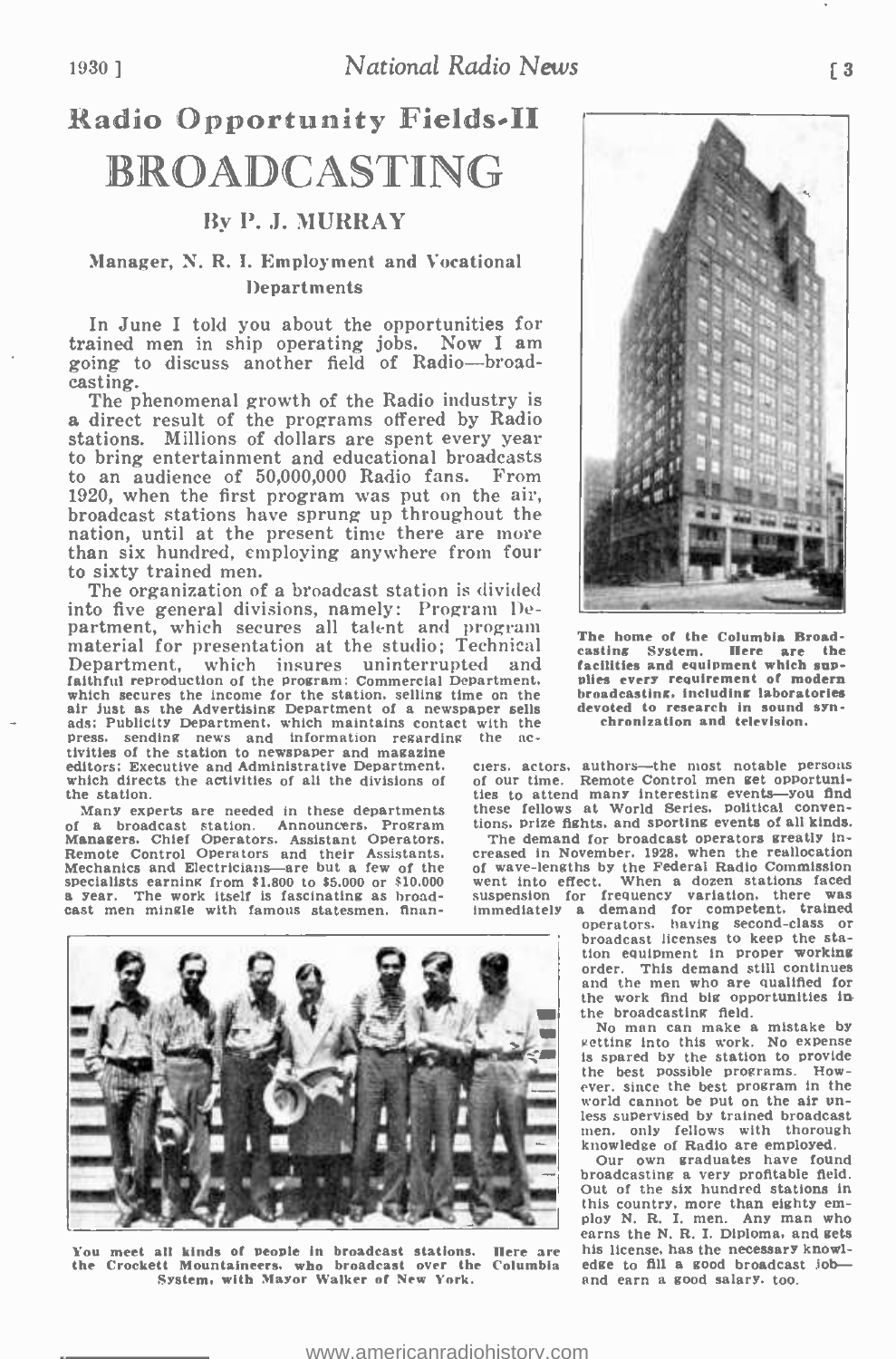# Radio Opportunity Fields-II

# BROADCASTING

### By P. J. MURRAY

#### Manager, N. R. I. Employment and Vocational Departments

In June I told you about the opportunities for trained men in ship operating jobs. Now I am going to discuss another field of Radio—broadcasting.

The phenomenal growth of the Radio industry is a direct result of the programs offered by Radio stations. Millions of dollars are spent every year to bring entertainment and educational broadcasts to an audience of 50,000,000 Radio fans. From 1920, when the first program was put on the air, broadcast stations have sprung up throughout the nation, until at the present time there are more than six hundred, employing anywhere from four to sixty trained men.

The organization of a broadcast station is divided into five general divisions, namely: Program Department, which secures all talent and program material for presentation at the studio; Technical Department, which insures uninterrupted and faithful reproduction of the program; Commercial Department, which secures the income for the station, selling time on the air just as the Advertising Department of a newspaper sells ads; Publicity Department, which maintains contact with the press, sending news and information regarding the activities of the station to newspaper and magazine editors; Executive and Administrative Department, which directs the activities of all the divisions of the station.

Many experts are needed in these departments of a broadcast station. Announcers, Program Managers, Chief Operators, Assistant Operators, Remote Control Operators and their Assistants, Mechanics and Electricians—are but a few of the specialists earning from $1,800 to $5,000 or $10,000 a year. The work itself is fascinating as broadcast men mingle with famous statesmen, financiers, actors, authors—the most notable persons of our time. Remote Control men get opportunities to attend many interesting events—you find these fellows at World Series, political conventions, prize fights, and sporting events of all kinds.

The demand for broadcast operators greatly increased in November, 1928, when the reallocation of wave-lengths by the Federal Radio Commission went into effect. When a dozen stations faced suspension for frequency variation, there was immediately a demand for competent, trained operators, having second-class or broadcast licenses to keep the station equipment in proper working order. This demand still continues and the men who are qualified for the work find big opportunities in the broadcasting field.

No man can make a mistake by getting into this work. No expense is spared by the station to provide the best possible programs. However, since the best program in the world cannot be put on the air unless supervised by trained broadcast men, only fellows with thorough knowledge of Radio are employed.

Our own graduates have found broadcasting a very profitable field. Out of the six hundred stations in this country, more than eighty employ N. R. I. men. Any man who earns the N. R. I. Diploma, and gets his license, has the necessary knowledge to fill a good broadcast job—and earn a good salary, too.

The home of the Columbia Broadcasting System. Here are the facilities and equipment which supplies every requirement of modern broadcasting, including laboratories devoted to research in sound synchronization and television.

You meet all kinds of people in broadcast stations. Here are the Crockett Mountaineers, who broadcast over the Columbia System, with Mayor Walker of New York.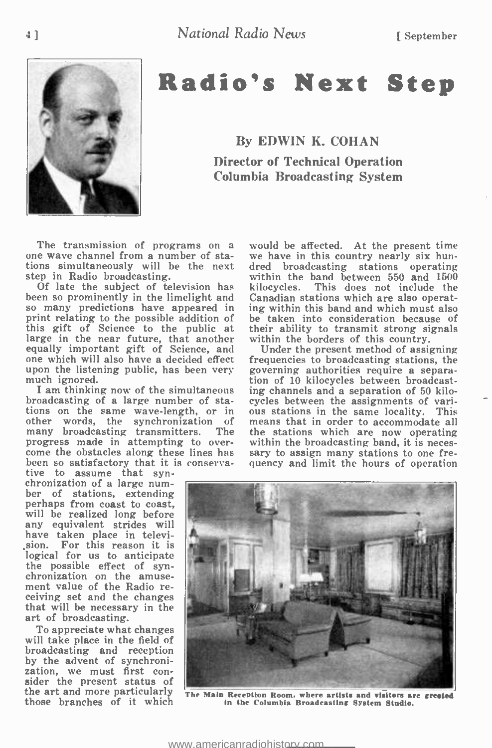# Radio's Next Step

**By EDWIN K. COHAN**

**Director of Technical Operation**
**Columbia Broadcasting System**

The transmission of programs on a one wave channel from a number of stations simultaneously will be the next step in Radio broadcasting.

Of late the subject of television has been so prominently in the limelight and so many predictions have appeared in print relating to the possible addition of this gift of Science to the public at large in the near future, that another equally important gift of Science, and one which will also have a decided effect upon the listening public, has been very much ignored.

I am thinking now of the simultaneous broadcasting of a large number of stations on the same wave-length, or in other words, the synchronization of many broadcasting transmitters. The progress made in attempting to overcome the obstacles along these lines has been so satisfactory that it is conservative to assume that synchronization of a large number of stations, extending perhaps from coast to coast, will be realized long before any equivalent strides will have taken place in television. For this reason it is logical for us to anticipate the possible effect of synchronization on the amusement value of the Radio receiving set and the changes that will be necessary in the art of broadcasting.

To appreciate what changes will take place in the field of broadcasting and reception by the advent of synchronization, we must first consider the present status of the art and more particularly those branches of it which would be affected. At the present time we have in this country nearly six hundred broadcasting stations operating within the band between 550 and 1500 kilocycles. This does not include the Canadian stations which are also operating within this band and which must also be taken into consideration because of their ability to transmit strong signals within the borders of this country.

Under the present method of assigning frequencies to broadcasting stations, the governing authorities require a separation of 10 kilocycles between broadcasting channels and a separation of 50 kilocycles between the assignments of various stations in the same locality. This means that in order to accommodate all the stations which are now operating within the broadcasting band, it is necessary to assign many stations to one frequency and limit the hours of operation

The Main Reception Room, where artists and visitors are greeted in the Columbia Broadcasting System Studio.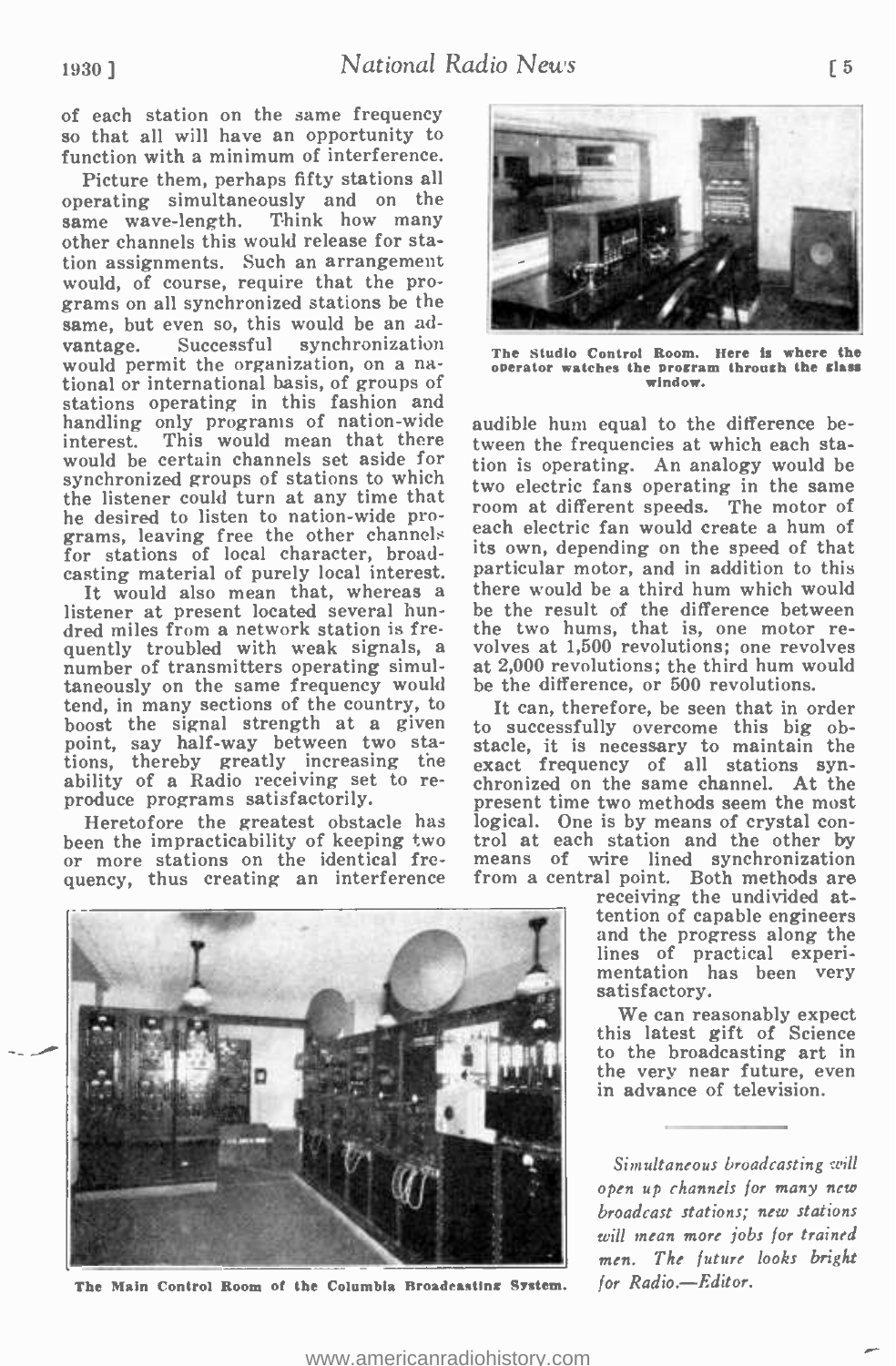of each station on the same frequency so that all will have an opportunity to function with a minimum of interference.

Picture them, perhaps fifty stations all operating simultaneously and on the same wave-length. Think how many other channels this would release for station assignments. Such an arrangement would, of course, require that the programs on all synchronized stations be the same, but even so, this would be an advantage. Successful synchronization would permit the organization, on a national or international basis, of groups of stations operating in this fashion and handling only programs of nation-wide interest. This would mean that there would be certain channels set aside for synchronized groups of stations to which the listener could turn at any time that he desired to listen to nation-wide programs, leaving free the other channels for stations of local character, broadcasting material of purely local interest.

It would also mean that, whereas a listener at present located several hundred miles from a network station is frequently troubled with weak signals, a number of transmitters operating simultaneously on the same frequency would tend, in many sections of the country, to boost the signal strength at a given point, say half-way between two stations, thereby greatly increasing the ability of a Radio receiving set to reproduce programs satisfactorily.

Heretofore the greatest obstacle has been the impracticability of keeping two or more stations on the identical frequency, thus creating an interference audible hum equal to the difference between the frequencies at which each station is operating. An analogy would be two electric fans operating in the same room at different speeds. The motor of each electric fan would create a hum of its own, depending on the speed of that particular motor, and in addition to this there would be a third hum which would be the result of the difference between the two hums, that is, one motor revolves at 1,500 revolutions; one revolves at 2,000 revolutions; the third hum would be the difference, or 500 revolutions.

The Studio Control Room. Here is where the operator watches the program through the glass window.

It can, therefore, be seen that in order to successfully overcome this big obstacle, it is necessary to maintain the exact frequency of all stations synchronized on the same channel. At the present time two methods seem the most logical. One is by means of crystal control at each station and the other by means of wire lined synchronization from a central point. Both methods are receiving the undivided attention of capable engineers and the progress along the lines of practical experimentation has been very satisfactory.

We can reasonably expect this latest gift of Science to the broadcasting art in the very near future, even in advance of television.

The Main Control Room of the Columbia Broadcasting System.

*Simultaneous broadcasting will open up channels for many new broadcast stations; new stations will mean more jobs for trained men. The future looks bright for Radio.—Editor.*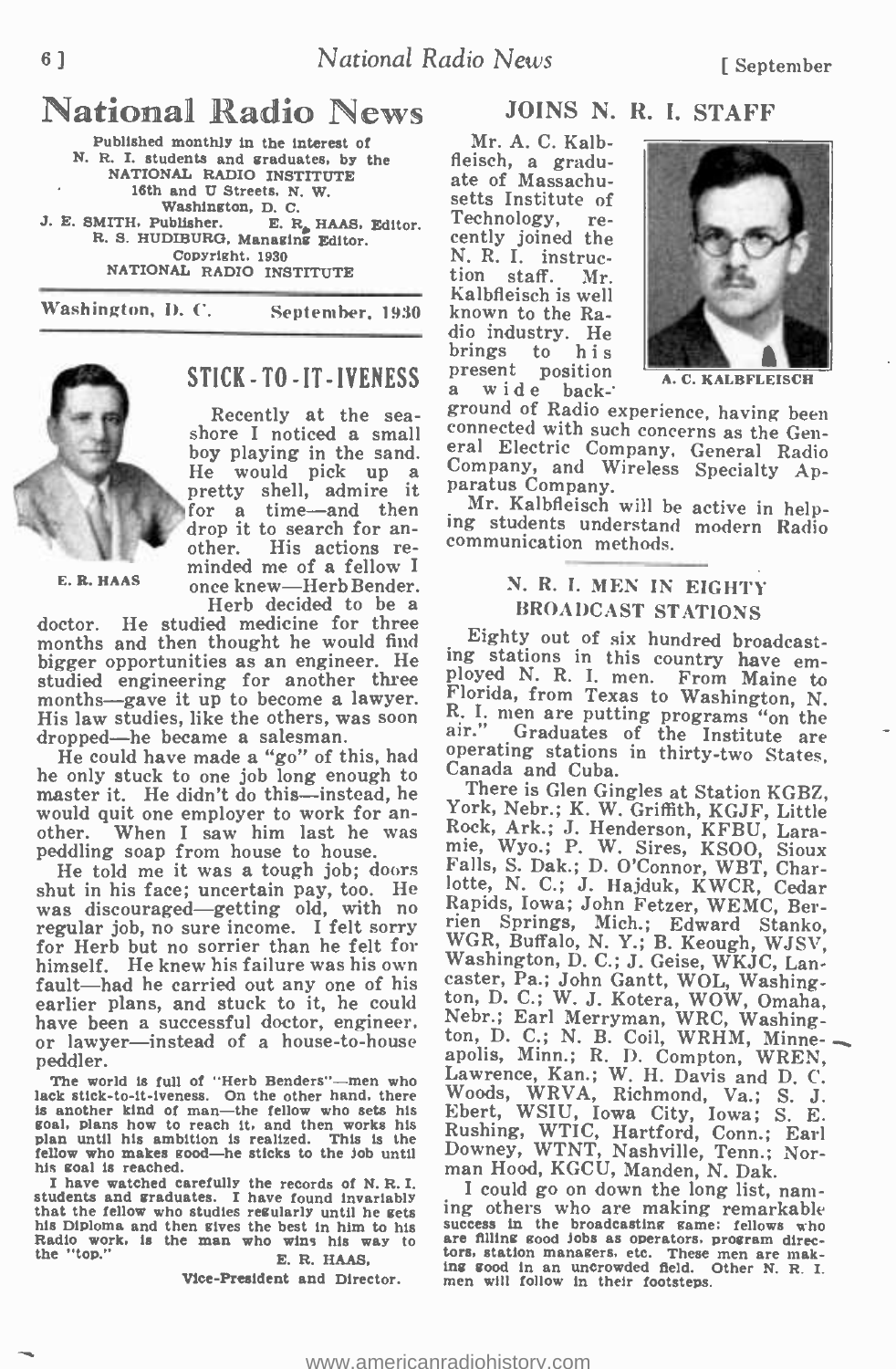# National Radio News

Published monthly in the interest of
N. R. I. students and graduates, by the
NATIONAL RADIO INSTITUTE
16th and U Streets, N. W.
Washington, D. C.

J. E. SMITH, Publisher. E. R. HAAS, Editor.
R. S. HUDIBURG, Managing Editor.

Copyright, 1930
NATIONAL RADIO INSTITUTE

Washington, D. C. September, 1930

## STICK-TO-IT-IVENESS

E. R. HAAS

Recently at the seashore I noticed a small boy playing in the sand. He would pick up a pretty shell, admire it for a time—and then drop it to search for another. His actions reminded me of a fellow I once knew—Herb Bender.

Herb decided to be a doctor. He studied medicine for three months and then thought he would find bigger opportunities as an engineer. He studied engineering for another three months—gave it up to become a lawyer. His law studies, like the others, was soon dropped—he became a salesman.

He could have made a "go" of this, had he only stuck to one job long enough to master it. He didn't do this—instead, he would quit one employer to work for another. When I saw him last he was peddling soap from house to house.

He told me it was a tough job; doors shut in his face; uncertain pay, too. He was discouraged—getting old, with no regular job, no sure income. I felt sorry for Herb but no sorrier than he felt for himself. He knew his failure was his own fault—had he carried out any one of his earlier plans, and stuck to it, he could have been a successful doctor, engineer, or lawyer—instead of a house-to-house peddler.

The world is full of "Herb Benders"—men who lack stick-to-it-iveness. On the other hand, there is another kind of man—the fellow who sets his goal, plans how to reach it, and then works his plan until his ambition is realized. This is the fellow who makes good—he sticks to the job until his goal is reached.

I have watched carefully the records of N. R. I. students and graduates. I have found invariably that the fellow who studies regularly until he gets his Diploma and then gives the best in him to his Radio work, is the man who wins his way to the "top."

E. R. HAAS,
Vice-President and Director.

## JOINS N. R. I. STAFF

A. C. KALBFLEISCH

Mr. A. C. Kalbfleisch, a graduate of Massachusetts Institute of Technology, recently joined the N. R. I. instruction staff. Mr. Kalbfleisch is well known to the Radio industry. He brings to his present position a wide background of Radio experience, having been connected with such concerns as the General Electric Company, General Radio Company, and Wireless Specialty Apparatus Company.

Mr. Kalbfleisch will be active in helping students understand modern Radio communication methods.

## N. R. I. MEN IN EIGHTY BROADCAST STATIONS

Eighty out of six hundred broadcasting stations in this country have employed N. R. I. men. From Maine to Florida, from Texas to Washington, N. R. I. men are putting programs "on the air." Graduates of the Institute are operating stations in thirty-two States, Canada and Cuba.

There is Glen Gingles at Station KGBZ, York, Nebr.; K. W. Griffith, KGJF, Little Rock, Ark.; J. Henderson, KFBU, Laramie, Wyo.; P. W. Sires, KSOO, Sioux Falls, S. Dak.; D. O'Connor, WBT, Charlotte, N. C.; J. Hajduk, KWCR, Cedar Rapids, Iowa; John Fetzer, WEMC, Berrien Springs, Mich.; Edward Stanko, WGR, Buffalo, N. Y.; B. Keough, WJSV, Washington, D. C.; J. Geise, WKJC, Lancaster, Pa.; John Gantt, WOL, Washington, D. C.; W. J. Kotera, WOW, Omaha, Nebr.; Earl Merryman, WRC, Washington, D. C.; N. B. Coil, WRHM, Minneapolis, Minn.; R. D. Compton, WREN, Lawrence, Kan.; W. H. Davis and D. C. Woods, WRVA, Richmond, Va.; S. J. Ebert, WSIU, Iowa City, Iowa; S. E. Rushing, WTIC, Hartford, Conn.; Earl Downey, WTNT, Nashville, Tenn.; Norman Hood, KGCU, Manden, N. Dak.

I could go on down the long list, naming others who are making remarkable success in the broadcasting game; fellows who are filling good jobs as operators, program directors, station managers, etc. These men are making good in an uncrowded field. Other N. R. I. men will follow in their footsteps.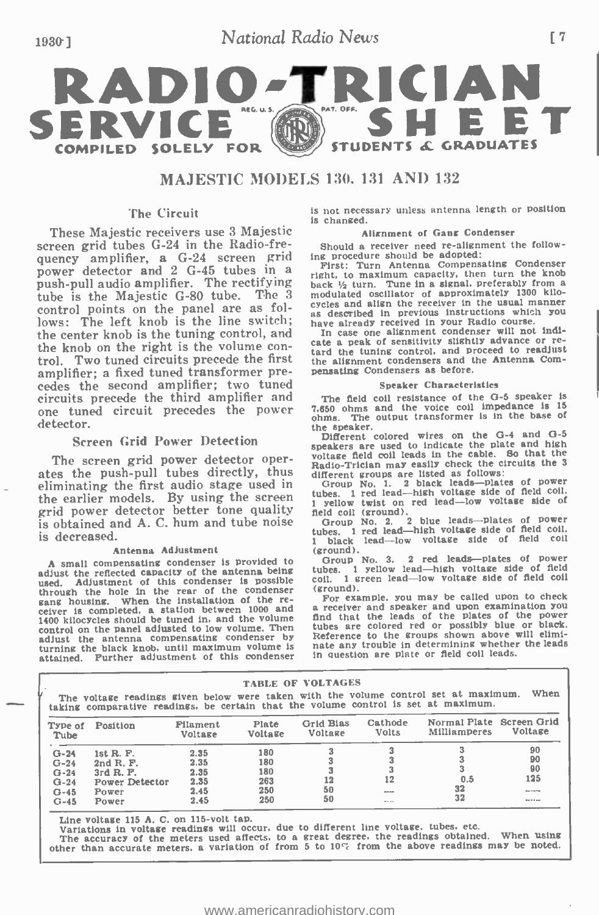# RADIO-TRICIAN SERVICE SHEET

COMPILED SOLELY FOR STUDENTS & GRADUATES

## MAJESTIC MODELS 130, 131 AND 132

### The Circuit

These Majestic receivers use 3 Majestic screen grid tubes G-24 in the Radio-frequency amplifier, a G-24 screen grid power detector and 2 G-45 tubes in a push-pull audio amplifier. The rectifying tube is the Majestic G-80 tube. The 3 control points on the panel are as follows: The left knob is the line switch; the center knob is the tuning control, and the knob on the right is the volume control. Two tuned circuits precede the first amplifier; a fixed tuned transformer precedes the second amplifier; two tuned circuits precede the third amplifier and one tuned circuit precedes the power detector.

### Screen Grid Power Detection

The screen grid power detector operates the push-pull tubes directly, thus eliminating the first audio stage used in the earlier models. By using the screen grid power detector better tone quality is obtained and A. C. hum and tube noise is decreased.

#### Antenna Adjustment

A small compensating condenser is provided to adjust the reflected capacity of the antenna being used. Adjustment of this condenser is possible through the hole in the rear of the condenser gang housing. When the installation of the receiver is completed, a station between 1000 and 1400 kilocycles should be tuned in, and the volume control on the panel adjusted to low volume. Then adjust the antenna compensating condenser by turning the black knob, until maximum volume is attained. Further adjustment of this condenser is not necessary unless antenna length or position is changed.

#### Alignment of Gang Condenser

Should a receiver need re-alignment the following procedure should be adopted:

First: Turn Antenna Compensating Condenser right, to maximum capacity, then turn the knob back ½ turn. Tune in a signal, preferably from a modulated oscillator of approximately 1300 kilocycles and align the receiver in the usual manner as described in previous instructions which you have already received in your Radio course.

In case one alignment condenser will not indicate a peak of sensitivity slightly advance or retard the tuning control, and proceed to readjust the alignment condensers and the Antenna Compensating Condensers as before.

#### Speaker Characteristics

The field coil resistance of the G-5 speaker is 7,650 ohms and the voice coil impedance is 15 ohms. The output transformer is in the base of the speaker.

Different colored wires on the G-4 and G-5 speakers are used to indicate the plate and high voltage field coil leads in the cable. So that the Radio-Trician may easily check the circuits the 3 different groups are listed as follows:

Group No. 1. 2 black leads—plates of power tubes. 1 red lead—high voltage side of field coil. 1 yellow twist on red lead—low voltage side of field coil (ground).

Group No. 2. 2 blue leads—plates of power tubes. 1 red lead—high voltage side of field coil. 1 black lead—low voltage side of field coil (ground).

Group No. 3. 2 red leads—plates of power tubes. 1 yellow lead—high voltage side of field coil. 1 green lead—low voltage side of field coil (ground).

For example, you may be called upon to check a receiver and speaker and upon examination you find that the leads of the plates of the power tubes are colored red or possibly blue or black. Reference to the groups shown above will eliminate any trouble in determining whether the leads in question are plate or field coil leads.

#### TABLE OF VOLTAGES

The voltage readings given below were taken with the volume control set at maximum. When taking comparative readings, be certain that the volume control is set at maximum.

| Type of Tube | Position | Filament Voltage | Plate Voltage | Grid Bias Voltage | Cathode Volts | Normal Plate Milliamperes | Screen Grid Voltage |
|---|---|---|---|---|---|---|---|
| G-24 | 1st R. F. | 2.35 | 180 | 3 | 3 | 3 | 90 |
| G-24 | 2nd R. F. | 2.35 | 180 | 3 | 3 | 3 | 90 |
| G-24 | 3rd R. F. | 2.35 | 180 | 3 | 3 | 3 | 90 |
| G-24 | Power Detector | 2.35 | 263 | 12 | 12 | 0.5 | 125 |
| G-45 | Power | 2.45 | 250 | 50 | ---- | 32 | ---- |
| G-45 | Power | 2.45 | 250 | 50 | ---- | 32 | ---- |

Line voltage 115 A. C. on 115-volt tap.

Variations in voltage readings will occur, due to different line voltage, tubes, etc.

The accuracy of the meters used affects, to a great degree, the readings obtained. When using other than accurate meters, a variation of from 5 to 10% from the above readings may be noted.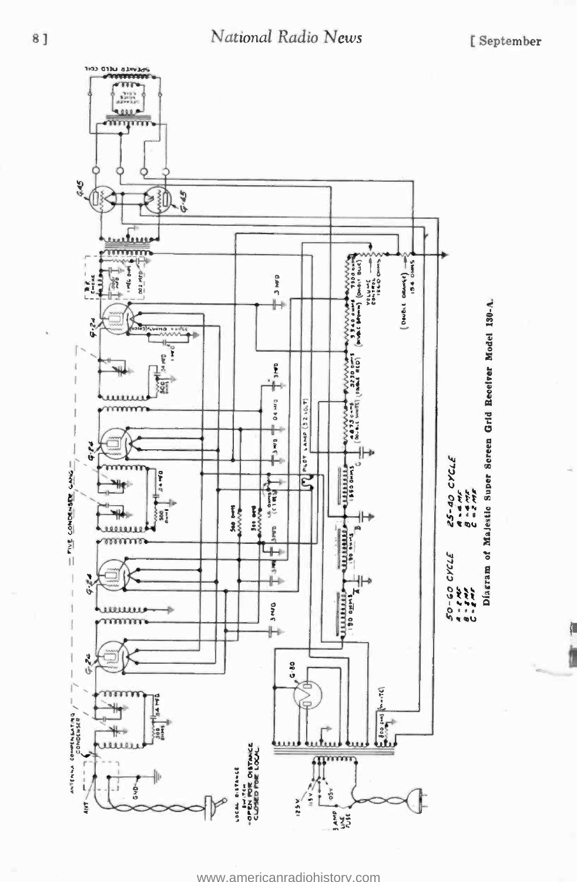| 50-60 CYCLE | 25-40 CYCLE |
|---|---|
| A = 2 MF | A = 4 MF |
| B = 2 MF | B = 4 MF |
| C = 2 MF | C = 2 MF |

Diagram of Majestic Super Screen Grid Receiver Model 130-A.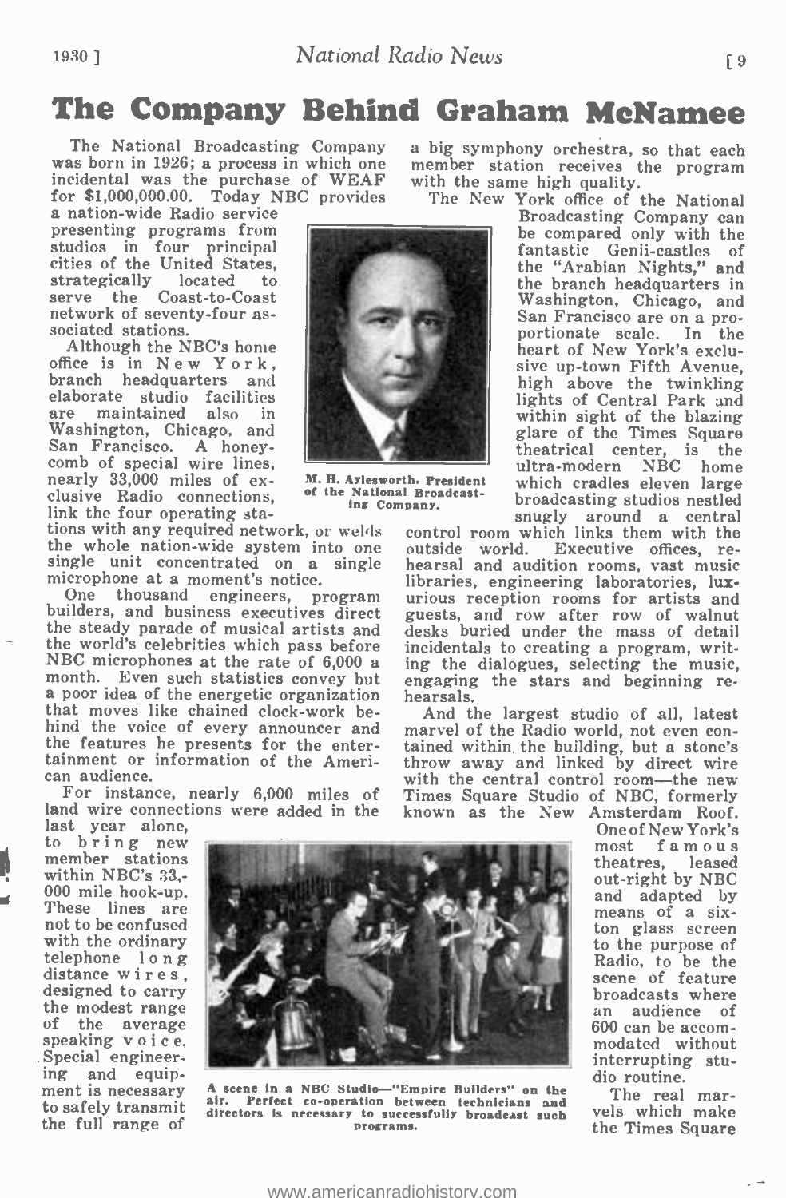# The Company Behind Graham McNamee

The National Broadcasting Company was born in 1926; a process in which one incidental was the purchase of WEAF for $1,000,000.00. Today NBC provides a nation-wide Radio service presenting programs from studios in four principal cities of the United States, strategically located to serve the Coast-to-Coast network of seventy-four associated stations.

Although the NBC's home office is in New York, branch headquarters and elaborate studio facilities are maintained also in Washington, Chicago, and San Francisco. A honeycomb of special wire lines, nearly 33,000 miles of exclusive Radio connections, link the four operating stations with any required network, or welds the whole nation-wide system into one single unit concentrated on a single microphone at a moment's notice.

M. H. Aylesworth, President of the National Broadcasting Company.

One thousand engineers, program builders, and business executives direct the steady parade of musical artists and the world's celebrities which pass before NBC microphones at the rate of 6,000 a month. Even such statistics convey but a poor idea of the energetic organization that moves like chained clock-work behind the voice of every announcer and the features he presents for the entertainment or information of the American audience.

For instance, nearly 6,000 miles of land wire connections were added in the last year alone, to bring new member stations within NBC's 33,000 mile hook-up. These lines are not to be confused with the ordinary telephone long distance wires, designed to carry the modest range of the average speaking voice. Special engineering and equipment is necessary to safely transmit the full range of a big symphony orchestra, so that each member station receives the program with the same high quality.

A scene in a NBC Studio—"Empire Builders" on the air. Perfect co-operation between technicians and directors is necessary to successfully broadcast such programs.

The New York office of the National Broadcasting Company can be compared only with the fantastic Genii-castles of the "Arabian Nights," and the branch headquarters in Washington, Chicago, and San Francisco are on a proportionate scale. In the heart of New York's exclusive up-town Fifth Avenue, high above the twinkling lights of Central Park and within sight of the blazing glare of the Times Square theatrical center, is the ultra-modern NBC home which cradles eleven large broadcasting studios nestled snugly around a central control room which links them with the outside world. Executive offices, rehearsal and audition rooms, vast music libraries, engineering laboratories, luxurious reception rooms for artists and guests, and row after row of walnut desks buried under the mass of detail incidentals to creating a program, writing the dialogues, selecting the music, engaging the stars and beginning rehearsals.

And the largest studio of all, latest marvel of the Radio world, not even contained within the building, but a stone's throw away and linked by direct wire with the central control room—the new Times Square Studio of NBC, formerly known as the New Amsterdam Roof. One of New York's most famous theatres, leased out-right by NBC and adapted by means of a six-ton glass screen to the purpose of Radio, to be the scene of feature broadcasts where an audience of 600 can be accommodated without interrupting studio routine.

The real marvels which make the Times Square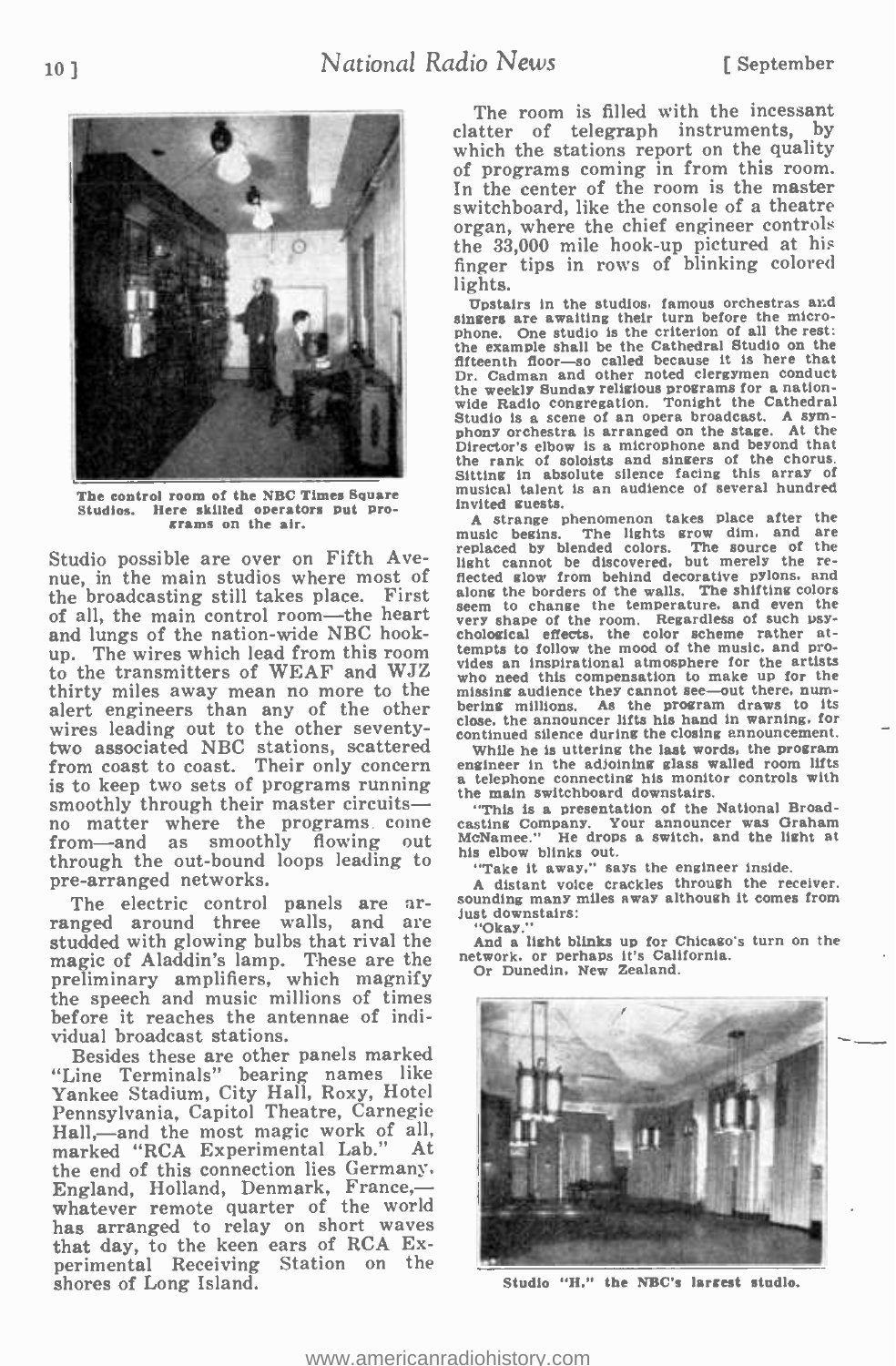The control room of the NBC Times Square Studios. Here skilled operators put programs on the air.

Studio possible are over on Fifth Avenue, in the main studios where most of the broadcasting still takes place. First of all, the main control room—the heart and lungs of the nation-wide NBC hookup. The wires which lead from this room to the transmitters of WEAF and WJZ thirty miles away mean no more to the alert engineers than any of the other wires leading out to the other seventy-two associated NBC stations, scattered from coast to coast. Their only concern is to keep two sets of programs running smoothly through their master circuits—no matter where the programs come from—and as smoothly flowing out through the out-bound loops leading to pre-arranged networks.

The electric control panels are arranged around three walls, and are studded with glowing bulbs that rival the magic of Aladdin's lamp. These are the preliminary amplifiers, which magnify the speech and music millions of times before it reaches the antennae of individual broadcast stations.

Besides these are other panels marked "Line Terminals" bearing names like Yankee Stadium, City Hall, Roxy, Hotel Pennsylvania, Capitol Theatre, Carnegie Hall,—and the most magic work of all, marked "RCA Experimental Lab." At the end of this connection lies Germany, England, Holland, Denmark, France,—whatever remote quarter of the world has arranged to relay on short waves that day, to the keen ears of RCA Experimental Receiving Station on the shores of Long Island.

The room is filled with the incessant clatter of telegraph instruments, by which the stations report on the quality of programs coming in from this room. In the center of the room is the master switchboard, like the console of a theatre organ, where the chief engineer controls the 33,000 mile hook-up pictured at his finger tips in rows of blinking colored lights.

Upstairs in the studios, famous orchestras and singers are awaiting their turn before the microphone. One studio is the criterion of all the rest: the example shall be the Cathedral Studio on the fifteenth floor—so called because it is here that Dr. Cadman and other noted clergymen conduct the weekly Sunday religious programs for a nation-wide Radio congregation. Tonight the Cathedral Studio is a scene of an opera broadcast. A symphony orchestra is arranged on the stage. At the Director's elbow is a microphone and beyond that the rank of soloists and singers of the chorus. Sitting in absolute silence facing this array of musical talent is an audience of several hundred invited guests.

A strange phenomenon takes place after the music begins. The lights grow dim, and are replaced by blended colors. The source of the light cannot be discovered, but merely the reflected glow from behind decorative pylons, and along the borders of the walls. The shifting colors seem to change the temperature, and even the very shape of the room. Regardless of such psychological effects, the color scheme rather attempts to follow the mood of the music, and provides an inspirational atmosphere for the artists who need this compensation to make up for the missing audience they cannot see—out there, numbering millions. As the program draws to its close, the announcer lifts his hand in warning, for continued silence during the closing announcement.

While he is uttering the last words, the program engineer in the adjoining glass walled room lifts a telephone connecting his monitor controls with the main switchboard downstairs.

"This is a presentation of the National Broadcasting Company. Your announcer was Graham McNamee." He drops a switch, and the light at his elbow blinks out.

"Take it away," says the engineer inside.

A distant voice crackles through the receiver, sounding many miles away although it comes from just downstairs:

"Okay."

And a light blinks up for Chicago's turn on the network, or perhaps it's California.

Or Dunedin, New Zealand.

Studio "H," the NBC's largest studio.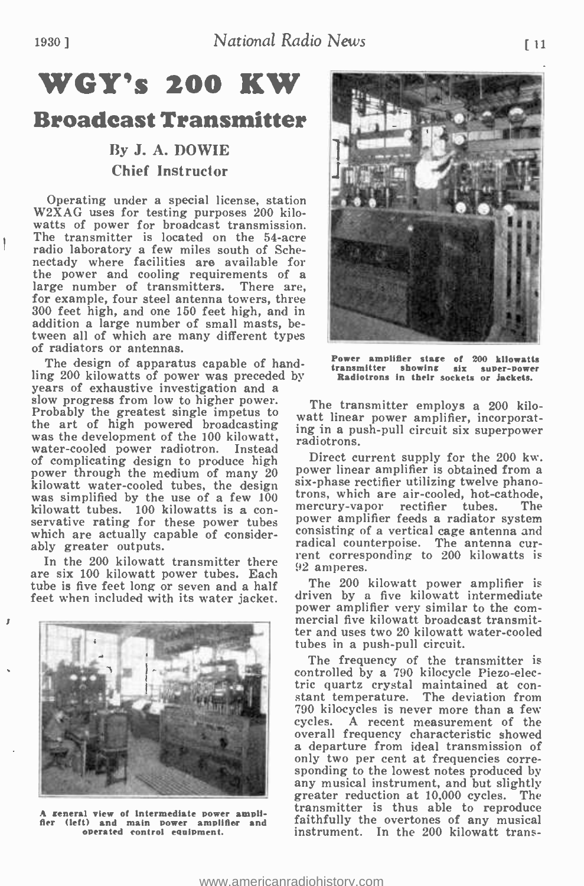# WGY's 200 KW Broadcast Transmitter

### By J. A. DOWIE
### Chief Instructor

Operating under a special license, station W2XAG uses for testing purposes 200 kilowatts of power for broadcast transmission. The transmitter is located on the 54-acre radio laboratory a few miles south of Schenectady where facilities are available for the power and cooling requirements of a large number of transmitters. There are, for example, four steel antenna towers, three 300 feet high, and one 150 feet high, and in addition a large number of small masts, between all of which are many different types of radiators or antennas.

The design of apparatus capable of handling 200 kilowatts of power was preceded by years of exhaustive investigation and a slow progress from low to higher power. Probably the greatest single impetus to the art of high powered broadcasting was the development of the 100 kilowatt, water-cooled power radiotron. Instead of complicating design to produce high power through the medium of many 20 kilowatt water-cooled tubes, the design was simplified by the use of a few 100 kilowatt tubes. 100 kilowatts is a conservative rating for these power tubes which are actually capable of considerably greater outputs.

In the 200 kilowatt transmitter there are six 100 kilowatt power tubes. Each tube is five feet long or seven and a half feet when included with its water jacket.

A general view of intermediate power amplifier (left) and main power amplifier and operated control equipment.

Power amplifier stage of 200 kilowatts transmitter showing six super-power Radiotrons in their sockets or jackets.

The transmitter employs a 200 kilowatt linear power amplifier, incorporating in a push-pull circuit six superpower radiotrons.

Direct current supply for the 200 kw. power linear amplifier is obtained from a six-phase rectifier utilizing twelve phanotrons, which are air-cooled, hot-cathode, mercury-vapor rectifier tubes. The power amplifier feeds a radiator system consisting of a vertical cage antenna and radical counterpoise. The antenna current corresponding to 200 kilowatts is 92 amperes.

The 200 kilowatt power amplifier is driven by a five kilowatt intermediate power amplifier very similar to the commercial five kilowatt broadcast transmitter and uses two 20 kilowatt water-cooled tubes in a push-pull circuit.

The frequency of the transmitter is controlled by a 790 kilocycle Piezo-electric quartz crystal maintained at constant temperature. The deviation from 790 kilocycles is never more than a few cycles. A recent measurement of the overall frequency characteristic showed a departure from ideal transmission of only two per cent at frequencies corresponding to the lowest notes produced by any musical instrument, and but slightly greater reduction at 10,000 cycles. The transmitter is thus able to reproduce faithfully the overtones of any musical instrument. In the 200 kilowatt trans-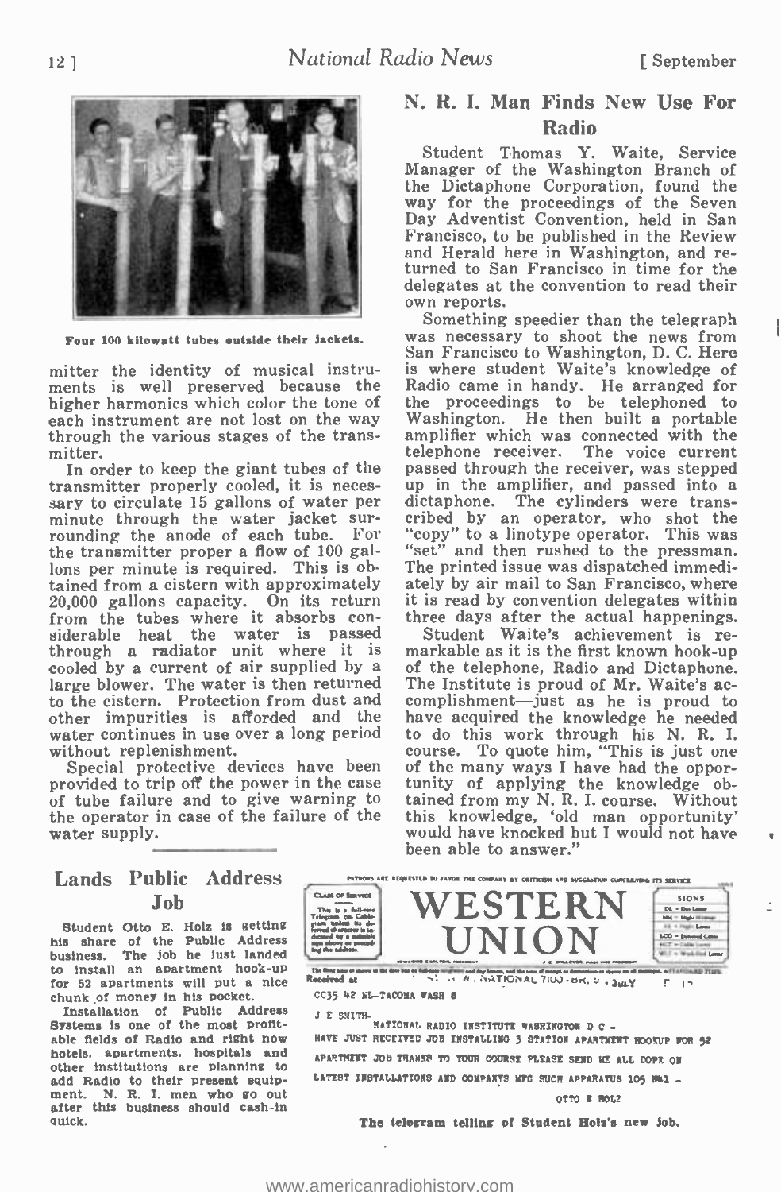Four 100 kilowatt tubes outside their jackets.

mitter the identity of musical instruments is well preserved because the higher harmonics which color the tone of each instrument are not lost on the way through the various stages of the transmitter.

In order to keep the giant tubes of the transmitter properly cooled, it is necessary to circulate 15 gallons of water per minute through the water jacket surrounding the anode of each tube. For the transmitter proper a flow of 100 gallons per minute is required. This is obtained from a cistern with approximately 20,000 gallons capacity. On its return from the tubes where it absorbs considerable heat the water is passed through a radiator unit where it is cooled by a current of air supplied by a large blower. The water is then returned to the cistern. Protection from dust and other impurities is afforded and the water continues in use over a long period without replenishment.

Special protective devices have been provided to trip off the power in the case of tube failure and to give warning to the operator in case of the failure of the water supply.

## Lands Public Address Job

Student Otto E. Holz is getting his share of the Public Address business. The job he just landed to install an apartment hook-up for 52 apartments will put a nice chunk of money in his pocket.

Installation of Public Address Systems is one of the most profitable fields of Radio and right now hotels, apartments, hospitals and other institutions are planning to add Radio to their present equipment. N. R. I. men who go out after this business should cash-in quick.

## N. R. I. Man Finds New Use For Radio

Student Thomas Y. Waite, Service Manager of the Washington Branch of the Dictaphone Corporation, found the way for the proceedings of the Seven Day Adventist Convention, held in San Francisco, to be published in the Review and Herald here in Washington, and returned to San Francisco in time for the delegates at the convention to read their own reports.

Something speedier than the telegraph was necessary to shoot the news from San Francisco to Washington, D. C. Here is where student Waite's knowledge of Radio came in handy. He arranged for the proceedings to be telephoned to Washington. He then built a portable amplifier which was connected with the telephone receiver. The voice current passed through the receiver, was stepped up in the amplifier, and passed into a dictaphone. The cylinders were transcribed by an operator, who shot the "copy" to a linotype operator. This was "set" and then rushed to the pressman. The printed issue was dispatched immediately by air mail to San Francisco, where it is read by convention delegates within three days after the actual happenings.

Student Waite's achievement is remarkable as it is the first known hook-up of the telephone, Radio and Dictaphone. The Institute is proud of Mr. Waite's accomplishment—just as he is proud to have acquired the knowledge he needed to do this work through his N. R. I. course. To quote him, "This is just one of the many ways I have had the opportunity of applying the knowledge obtained from my N. R. I. course. Without this knowledge, 'old man opportunity' would have knocked but I would not have been able to answer."

**WESTERN UNION**

CC35 42 NL-TACOMA WASH 6

J E SMITH-
NATIONAL RADIO INSTITUTE WASHINGTON D C -
HAVE JUST RECEIVED JOB INSTALLING 3 STATION APARTMENT HOOKUP FOR 52 APARTMENT JOB THANKS TO YOUR COURSE PLEASE SEND ME ALL DOPE ON LATEST INSTALLATIONS AND COMPANYS MFG SUCH APPARATUS 105 N41 -
OTTO E HOLZ

The telegram telling of Student Holz's new job.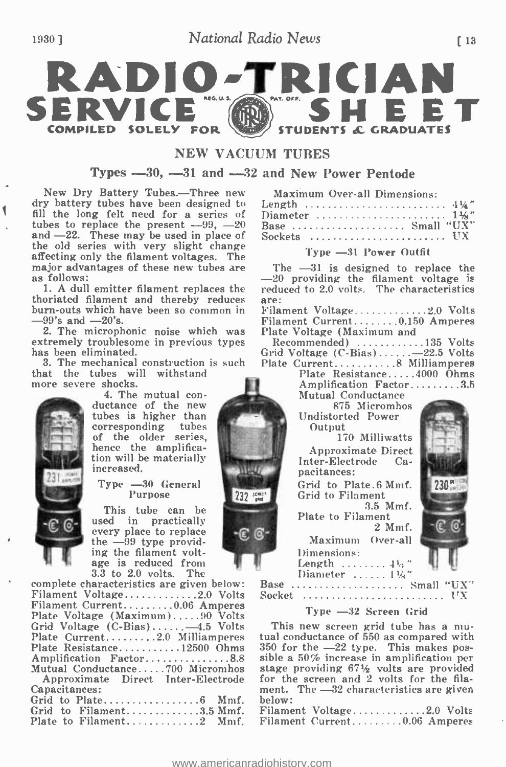# RADIO-TRICIAN SERVICE SHEET

REG. U.S. PAT. OFF.

COMPILED SOLELY FOR STUDENTS & GRADUATES

## NEW VACUUM TUBES

### Types —30, —31 and —32 and New Power Pentode

New Dry Battery Tubes.—Three new dry battery tubes have been designed to fill the long felt need for a series of tubes to replace the present —99, —20 and —22. These may be used in place of the old series with very slight change affecting only the filament voltages. The major advantages of these new tubes are as follows:

1. A dull emitter filament replaces the thoriated filament and thereby reduces burn-outs which have been so common in —99's and —20's.

2. The microphonic noise which was extremely troublesome in previous types has been eliminated.

3. The mechanical construction is such that the tubes will withstand more severe shocks.

4. The mutual conductance of the new tubes is higher than corresponding tubes of the older series, hence the amplification will be materially increased.

#### Type —30 General Purpose

This tube can be used in practically every place to replace the —99 type providing the filament voltage is reduced from 3.3 to 2.0 volts. The complete characteristics are given below:

Filament Voltage............2.0 Volts
Filament Current.........0.06 Amperes
Plate Voltage (Maximum).....90 Volts
Grid Voltage (C-Bias)......—4.5 Volts
Plate Current.........2.0 Milliamperes
Plate Resistance...........12500 Ohms
Amplification Factor...............8.8
Mutual Conductance.....700 Micromhos

Approximate Direct Inter-Electrode Capacitances:

Grid to Plate.................6 Mmf.
Grid to Filament.............3.5 Mmf.
Plate to Filament.............2 Mmf.

Maximum Over-all Dimensions:

Length .......................... 4¼"
Diameter ........................ 1⅛"
Base .................... Small "UX"
Sockets ........................ UX

#### Type —31 Power Outfit

The —31 is designed to replace the —20 providing the filament voltage is reduced to 2.0 volts. The characteristics are:

Filament Voltage.............2.0 Volts
Filament Current........0.150 Amperes
Plate Voltage (Maximum and Recommended) ............135 Volts
Grid Voltage (C-Bias)......—22.5 Volts
Plate Current...........8 Milliamperes
Plate Resistance.....4000 Ohms
Amplification Factor.........3.5
Mutual Conductance 875 Micromhos
Undistorted Power Output 170 Milliwatts

Approximate Direct Inter-Electrode Capacitances:

Grid to Plate.6 Mmf.
Grid to Filament 3.5 Mmf.
Plate to Filament 2 Mmf.

Maximum Over-all Dimensions:

Length ........ 4½"
Diameter ...... 1¼"
Base .................... Small "UX"
Socket ......................... UX

#### Type —32 Screen Grid

This new screen grid tube has a mutual conductance of 550 as compared with 350 for the —22 type. This makes possible a 50% increase in amplification per stage providing 67½ volts are provided for the screen and 2 volts for the filament. The —32 characteristics are given below:

Filament Voltage.............2.0 Volts
Filament Current.........0.06 Amperes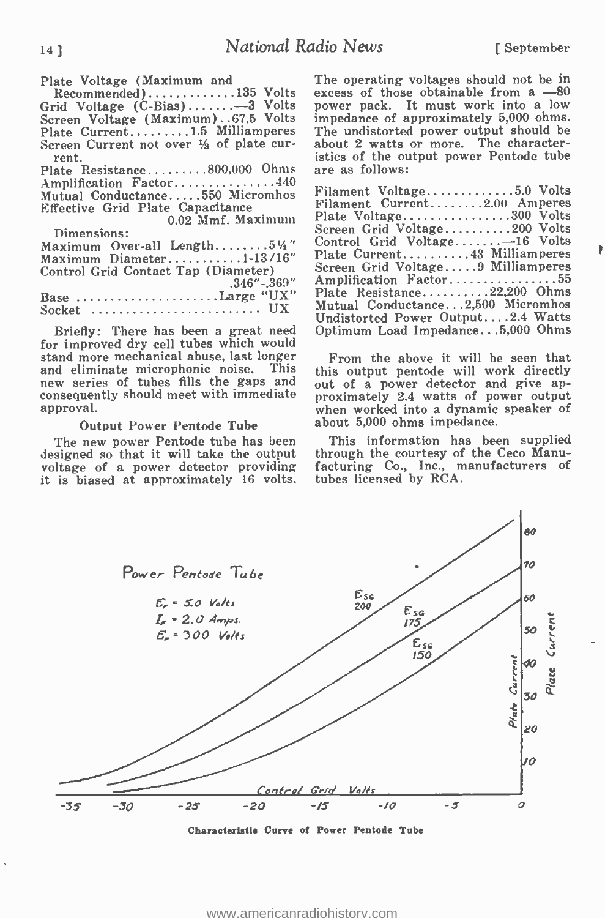Plate Voltage (Maximum and Recommended)............135 Volts
Grid Voltage (C-Bias).......—3 Volts
Screen Voltage (Maximum)..67.5 Volts
Plate Current.........1.5 Milliamperes
Screen Current not over ⅓ of plate current.
Plate Resistance.........800,000 Ohms
Amplification Factor...............440
Mutual Conductance.....550 Micromhos
Effective Grid Plate Capacitance 0.02 Mmf. Maximum

Dimensions:
Maximum Over-all Length........5¼"
Maximum Diameter...........1-13/16"
Control Grid Contact Tap (Diameter) .346"-.369"
Base .....................Large "UX"
Socket ......................... UX

Briefly: There has been a great need for improved dry cell tubes which would stand more mechanical abuse, last longer and eliminate microphonic noise. This new series of tubes fills the gaps and consequently should meet with immediate approval.

### Output Power Pentode Tube

The new power Pentode tube has been designed so that it will take the output voltage of a power detector providing it is biased at approximately 16 volts. The operating voltages should not be in excess of those obtainable from a —80 power pack. It must work into a low impedance of approximately 5,000 ohms. The undistorted power output should be about 2 watts or more. The characteristics of the output power Pentode tube are as follows:

Filament Voltage.............5.0 Volts
Filament Current........2.00 Amperes
Plate Voltage................300 Volts
Screen Grid Voltage..........200 Volts
Control Grid Voltage.......—16 Volts
Plate Current..........43 Milliamperes
Screen Grid Voltage.....9 Milliamperes
Amplification Factor................55
Plate Resistance..........22,200 Ohms
Mutual Conductance...2,500 Micromhos
Undistorted Power Output....2.4 Watts
Optimum Load Impedance...5,000 Ohms

From the above it will be seen that this output pentode will work directly out of a power detector and give approximately 2.4 watts of power output when worked into a dynamic speaker of about 5,000 ohms impedance.

This information has been supplied through the courtesy of the Ceco Manufacturing Co., Inc., manufacturers of tubes licensed by RCA.

Power Pentode Tube

$E_f$ = 5.0 Volts
$I_f$ = 2.0 Amps.
$E_p$ = 300 Volts

$E_{SG}$ 200, $E_{SG}$ 175, $E_{SG}$ 150

Plate Current: 10, 20, 30, 40, 50, 60, 70, 80

Control Grid Volts: -35, -30, -25, -20, -15, -10, -5, 0

Characteristic Curve of Power Pentode Tube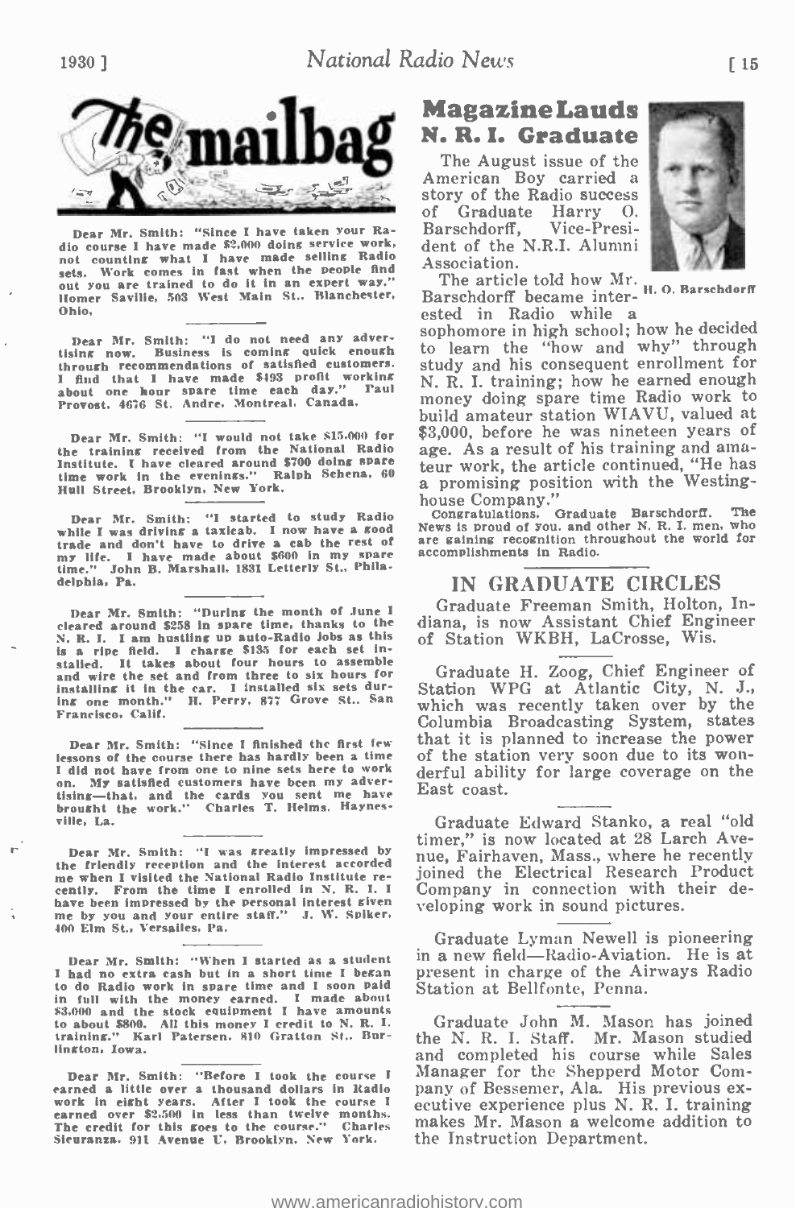# The mailbag

Dear Mr. Smith: "Since I have taken your Radio course I have made $2,000 doing service work, not counting what I have made selling Radio sets. Work comes in fast when the people find out you are trained to do it in an expert way." Homer Saville, 503 West Main St., Blanchester, Ohio.

Dear Mr. Smith: "I do not need any advertising now. Business is coming quick enough through recommendations of satisfied customers. I find that I have made $493 profit working about one hour spare time each day." Paul Provost, 4676 St. Andre, Montreal, Canada.

Dear Mr. Smith: "I would not take $15,000 for the training received from the National Radio Institute. I have cleared around $700 doing spare time work in the evenings." Ralph Schena, 60 Hull Street, Brooklyn, New York.

Dear Mr. Smith: "I started to study Radio while I was driving a taxicab. I now have a good trade and don't have to drive a cab the rest of my life. I have made about $600 in my spare time." John B. Marshall, 1831 Letterly St., Philadelphia, Pa.

Dear Mr. Smith: "During the month of June I cleared around $258 in spare time, thanks to the N. R. I. I am hustling up auto-Radio jobs as this is a ripe field. I charge $135 for each set installed. It takes about four hours to assemble and wire the set and from three to six hours for installing it in the car. I installed six sets during one month." H. Perry, 877 Grove St., San Francisco, Calif.

Dear Mr. Smith: "Since I finished the first few lessons of the course there has hardly been a time I did not have from one to nine sets here to work on. My satisfied customers have been my advertising—that, and the cards you sent me have brought the work." Charles T. Helms, Haynesville, La.

Dear Mr. Smith: "I was greatly impressed by the friendly reception and the interest accorded me when I visited the National Radio Institute recently. From the time I enrolled in N. R. I. I have been impressed by the personal interest given me by you and your entire staff." J. W. Spiker, 400 Elm St., Versailes, Pa.

Dear Mr. Smith: "When I started as a student I had no extra cash but in a short time I began to do Radio work in spare time and I soon paid in full with the money earned. I made about $3,000 and the stock equipment I have amounts to about $800. All this money I credit to N. R. I. training." Karl Patersen, 810 Gratton St., Burlington, Iowa.

Dear Mr. Smith: "Before I took the course I earned a little over a thousand dollars in Radio work in eight years. After I took the course I earned over $2,500 in less than twelve months. The credit for this goes to the course." Charles Sicuranza, 911 Avenue U, Brooklyn, New York.

## Magazine Lauds N. R. I. Graduate

The August issue of the American Boy carried a story of the Radio success of Graduate Harry O. Barschdorff, Vice-President of the N.R.I. Alumni Association.

H. O. Barschdorff

The article told how Mr. Barschdorff became interested in Radio while a sophomore in high school; how he decided to learn the "how and why" through study and his consequent enrollment for N. R. I. training; how he earned enough money doing spare time Radio work to build amateur station WIAVU, valued at $3,000, before he was nineteen years of age. As a result of his training and amateur work, the article continued, "He has a promising position with the Westinghouse Company."

Congratulations, Graduate Barschdorff. The News is proud of you, and other N. R. I. men, who are gaining recognition throughout the world for accomplishments in Radio.

## IN GRADUATE CIRCLES

Graduate Freeman Smith, Holton, Indiana, is now Assistant Chief Engineer of Station WKBH, LaCrosse, Wis.

Graduate H. Zoog, Chief Engineer of Station WPG at Atlantic City, N. J., which was recently taken over by the Columbia Broadcasting System, states that it is planned to increase the power of the station very soon due to its wonderful ability for large coverage on the East coast.

Graduate Edward Stanko, a real "old timer," is now located at 28 Larch Avenue, Fairhaven, Mass., where he recently joined the Electrical Research Product Company in connection with their developing work in sound pictures.

Graduate Lyman Newell is pioneering in a new field—Radio-Aviation. He is at present in charge of the Airways Radio Station at Bellfonte, Penna.

Graduate John M. Mason has joined the N. R. I. Staff. Mr. Mason studied and completed his course while Sales Manager for the Shepperd Motor Company of Bessemer, Ala. His previous executive experience plus N. R. I. training makes Mr. Mason a welcome addition to the Instruction Department.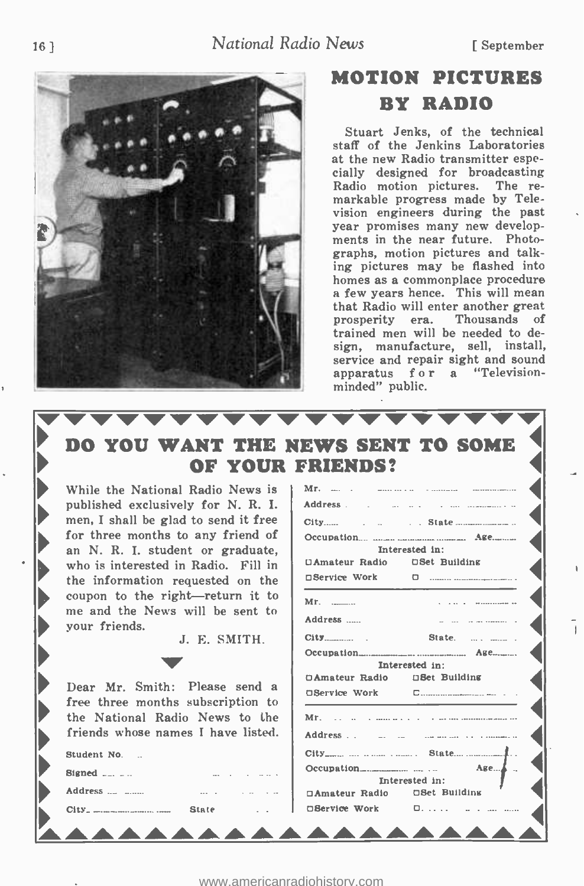## MOTION PICTURES BY RADIO

Stuart Jenks, of the technical staff of the Jenkins Laboratories at the new Radio transmitter especially designed for broadcasting Radio motion pictures. The remarkable progress made by Television engineers during the past year promises many new developments in the near future. Photographs, motion pictures and talking pictures may be flashed into homes as a commonplace procedure a few years hence. This will mean that Radio will enter another great prosperity era. Thousands of trained men will be needed to design, manufacture, sell, install, service and repair sight and sound apparatus for a "Television-minded" public.

## DO YOU WANT THE NEWS SENT TO SOME OF YOUR FRIENDS?

While the National Radio News is published exclusively for N. R. I. men, I shall be glad to send it free for three months to any friend of an N. R. I. student or graduate, who is interested in Radio. Fill in the information requested on the coupon to the right—return it to me and the News will be sent to your friends.

J. E. SMITH.

Dear Mr. Smith: Please send a free three months subscription to the National Radio News to the friends whose names I have listed.

Student No. ..........

Signed ..........

Address ..........

City .......... State ..........

Mr. ..........
Address ..........
City .......... State ..........
Occupation .......... Age ..........
Interested in:
☐ Amateur Radio ☐ Set Building
☐ Service Work ☐ ..........

Mr. ..........
Address ..........
City .......... State ..........
Occupation .......... Age ..........
Interested in:
☐ Amateur Radio ☐ Set Building
☐ Service Work ☐ ..........

Mr. ..........
Address ..........
City .......... State ..........
Occupation .......... Age ..........
Interested in:
☐ Amateur Radio ☐ Set Building
☐ Service Work ☐ ..........